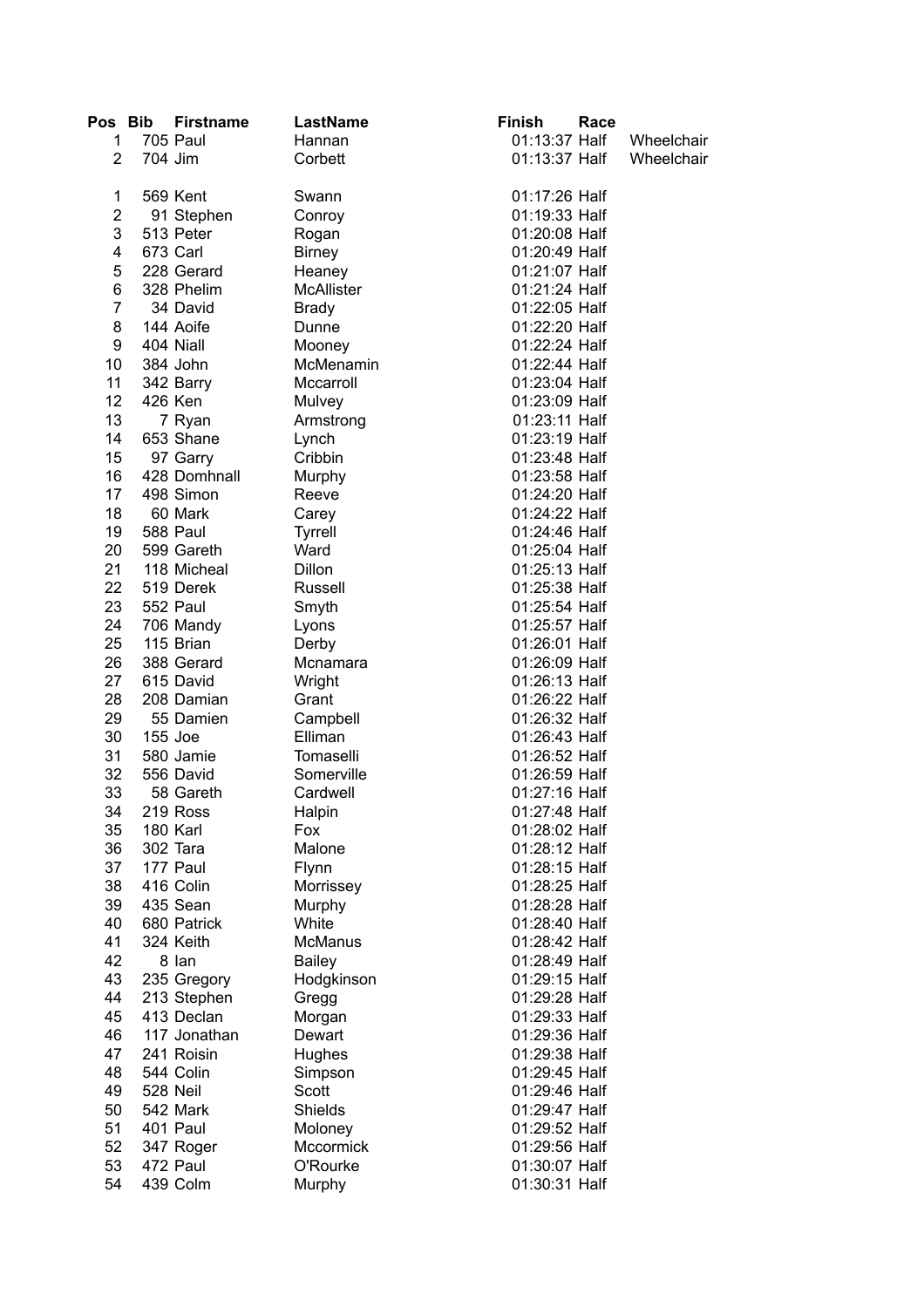| Pos | Bib | Firstname | LastName | Finish | Race | |
|---|---|---|---|---|---|---|
| 1 | 705 | Paul | Hannan | 01:13:37 | Half | Wheelchair |
| 2 | 704 | Jim | Corbett | 01:13:37 | Half | Wheelchair |
| | | | | | | |
| 1 | 569 | Kent | Swann | 01:17:26 | Half | |
| 2 | 91 | Stephen | Conroy | 01:19:33 | Half | |
| 3 | 513 | Peter | Rogan | 01:20:08 | Half | |
| 4 | 673 | Carl | Birney | 01:20:49 | Half | |
| 5 | 228 | Gerard | Heaney | 01:21:07 | Half | |
| 6 | 328 | Phelim | McAllister | 01:21:24 | Half | |
| 7 | 34 | David | Brady | 01:22:05 | Half | |
| 8 | 144 | Aoife | Dunne | 01:22:20 | Half | |
| 9 | 404 | Niall | Mooney | 01:22:24 | Half | |
| 10 | 384 | John | McMenamin | 01:22:44 | Half | |
| 11 | 342 | Barry | Mccarroll | 01:23:04 | Half | |
| 12 | 426 | Ken | Mulvey | 01:23:09 | Half | |
| 13 | 7 | Ryan | Armstrong | 01:23:11 | Half | |
| 14 | 653 | Shane | Lynch | 01:23:19 | Half | |
| 15 | 97 | Garry | Cribbin | 01:23:48 | Half | |
| 16 | 428 | Domhnall | Murphy | 01:23:58 | Half | |
| 17 | 498 | Simon | Reeve | 01:24:20 | Half | |
| 18 | 60 | Mark | Carey | 01:24:22 | Half | |
| 19 | 588 | Paul | Tyrrell | 01:24:46 | Half | |
| 20 | 599 | Gareth | Ward | 01:25:04 | Half | |
| 21 | 118 | Micheal | Dillon | 01:25:13 | Half | |
| 22 | 519 | Derek | Russell | 01:25:38 | Half | |
| 23 | 552 | Paul | Smyth | 01:25:54 | Half | |
| 24 | 706 | Mandy | Lyons | 01:25:57 | Half | |
| 25 | 115 | Brian | Derby | 01:26:01 | Half | |
| 26 | 388 | Gerard | Mcnamara | 01:26:09 | Half | |
| 27 | 615 | David | Wright | 01:26:13 | Half | |
| 28 | 208 | Damian | Grant | 01:26:22 | Half | |
| 29 | 55 | Damien | Campbell | 01:26:32 | Half | |
| 30 | 155 | Joe | Elliman | 01:26:43 | Half | |
| 31 | 580 | Jamie | Tomaselli | 01:26:52 | Half | |
| 32 | 556 | David | Somerville | 01:26:59 | Half | |
| 33 | 58 | Gareth | Cardwell | 01:27:16 | Half | |
| 34 | 219 | Ross | Halpin | 01:27:48 | Half | |
| 35 | 180 | Karl | Fox | 01:28:02 | Half | |
| 36 | 302 | Tara | Malone | 01:28:12 | Half | |
| 37 | 177 | Paul | Flynn | 01:28:15 | Half | |
| 38 | 416 | Colin | Morrissey | 01:28:25 | Half | |
| 39 | 435 | Sean | Murphy | 01:28:28 | Half | |
| 40 | 680 | Patrick | White | 01:28:40 | Half | |
| 41 | 324 | Keith | McManus | 01:28:42 | Half | |
| 42 | 8 | Ian | Bailey | 01:28:49 | Half | |
| 43 | 235 | Gregory | Hodgkinson | 01:29:15 | Half | |
| 44 | 213 | Stephen | Gregg | 01:29:28 | Half | |
| 45 | 413 | Declan | Morgan | 01:29:33 | Half | |
| 46 | 117 | Jonathan | Dewart | 01:29:36 | Half | |
| 47 | 241 | Roisin | Hughes | 01:29:38 | Half | |
| 48 | 544 | Colin | Simpson | 01:29:45 | Half | |
| 49 | 528 | Neil | Scott | 01:29:46 | Half | |
| 50 | 542 | Mark | Shields | 01:29:47 | Half | |
| 51 | 401 | Paul | Moloney | 01:29:52 | Half | |
| 52 | 347 | Roger | Mccormick | 01:29:56 | Half | |
| 53 | 472 | Paul | O'Rourke | 01:30:07 | Half | |
| 54 | 439 | Colm | Murphy | 01:30:31 | Half | |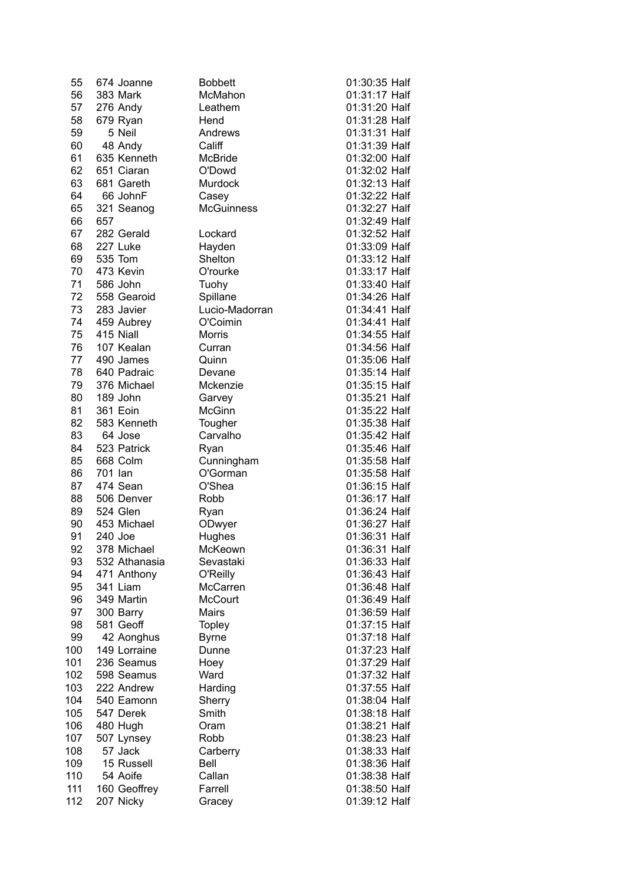| | | | | | |
|---|---|---|---|---|---|
| 55 | 674 | Joanne | Bobbett | 01:30:35 | Half |
| 56 | 383 | Mark | McMahon | 01:31:17 | Half |
| 57 | 276 | Andy | Leathem | 01:31:20 | Half |
| 58 | 679 | Ryan | Hend | 01:31:28 | Half |
| 59 | 5 | Neil | Andrews | 01:31:31 | Half |
| 60 | 48 | Andy | Califf | 01:31:39 | Half |
| 61 | 635 | Kenneth | McBride | 01:32:00 | Half |
| 62 | 651 | Ciaran | O'Dowd | 01:32:02 | Half |
| 63 | 681 | Gareth | Murdock | 01:32:13 | Half |
| 64 | 66 | JohnF | Casey | 01:32:22 | Half |
| 65 | 321 | Seanog | McGuinness | 01:32:27 | Half |
| 66 | 657 | | | 01:32:49 | Half |
| 67 | 282 | Gerald | Lockard | 01:32:52 | Half |
| 68 | 227 | Luke | Hayden | 01:33:09 | Half |
| 69 | 535 | Tom | Shelton | 01:33:12 | Half |
| 70 | 473 | Kevin | O'rourke | 01:33:17 | Half |
| 71 | 586 | John | Tuohy | 01:33:40 | Half |
| 72 | 558 | Gearoid | Spillane | 01:34:26 | Half |
| 73 | 283 | Javier | Lucio-Madorran | 01:34:41 | Half |
| 74 | 459 | Aubrey | O'Coimin | 01:34:41 | Half |
| 75 | 415 | Niall | Morris | 01:34:55 | Half |
| 76 | 107 | Kealan | Curran | 01:34:56 | Half |
| 77 | 490 | James | Quinn | 01:35:06 | Half |
| 78 | 640 | Padraic | Devane | 01:35:14 | Half |
| 79 | 376 | Michael | Mckenzie | 01:35:15 | Half |
| 80 | 189 | John | Garvey | 01:35:21 | Half |
| 81 | 361 | Eoin | McGinn | 01:35:22 | Half |
| 82 | 583 | Kenneth | Tougher | 01:35:38 | Half |
| 83 | 64 | Jose | Carvalho | 01:35:42 | Half |
| 84 | 523 | Patrick | Ryan | 01:35:46 | Half |
| 85 | 668 | Colm | Cunningham | 01:35:58 | Half |
| 86 | 701 | Ian | O'Gorman | 01:35:58 | Half |
| 87 | 474 | Sean | O'Shea | 01:36:15 | Half |
| 88 | 506 | Denver | Robb | 01:36:17 | Half |
| 89 | 524 | Glen | Ryan | 01:36:24 | Half |
| 90 | 453 | Michael | ODwyer | 01:36:27 | Half |
| 91 | 240 | Joe | Hughes | 01:36:31 | Half |
| 92 | 378 | Michael | McKeown | 01:36:31 | Half |
| 93 | 532 | Athanasia | Sevastaki | 01:36:33 | Half |
| 94 | 471 | Anthony | O'Reilly | 01:36:43 | Half |
| 95 | 341 | Liam | McCarren | 01:36:48 | Half |
| 96 | 349 | Martin | McCourt | 01:36:49 | Half |
| 97 | 300 | Barry | Mairs | 01:36:59 | Half |
| 98 | 581 | Geoff | Topley | 01:37:15 | Half |
| 99 | 42 | Aonghus | Byrne | 01:37:18 | Half |
| 100 | 149 | Lorraine | Dunne | 01:37:23 | Half |
| 101 | 236 | Seamus | Hoey | 01:37:29 | Half |
| 102 | 598 | Seamus | Ward | 01:37:32 | Half |
| 103 | 222 | Andrew | Harding | 01:37:55 | Half |
| 104 | 540 | Eamonn | Sherry | 01:38:04 | Half |
| 105 | 547 | Derek | Smith | 01:38:18 | Half |
| 106 | 480 | Hugh | Oram | 01:38:21 | Half |
| 107 | 507 | Lynsey | Robb | 01:38:23 | Half |
| 108 | 57 | Jack | Carberry | 01:38:33 | Half |
| 109 | 15 | Russell | Bell | 01:38:36 | Half |
| 110 | 54 | Aoife | Callan | 01:38:38 | Half |
| 111 | 160 | Geoffrey | Farrell | 01:38:50 | Half |
| 112 | 207 | Nicky | Gracey | 01:39:12 | Half |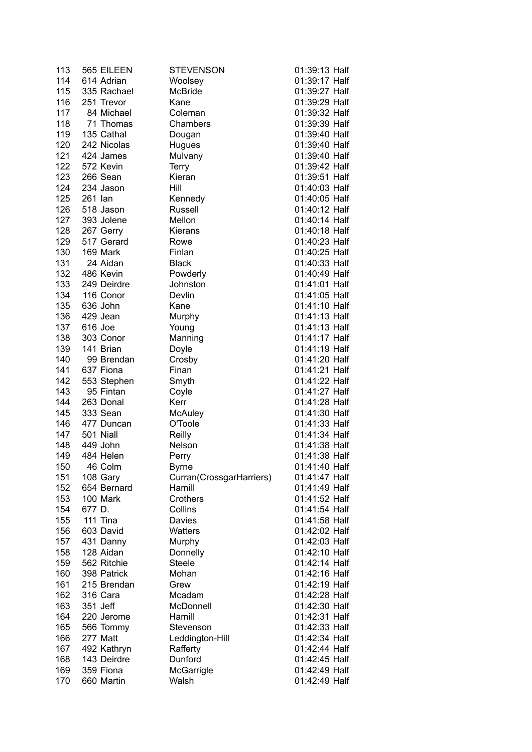| | | | | | |
|---|---|---|---|---|---|
| 113 | 565 | EILEEN | STEVENSON | 01:39:13 | Half |
| 114 | 614 | Adrian | Woolsey | 01:39:17 | Half |
| 115 | 335 | Rachael | McBride | 01:39:27 | Half |
| 116 | 251 | Trevor | Kane | 01:39:29 | Half |
| 117 | 84 | Michael | Coleman | 01:39:32 | Half |
| 118 | 71 | Thomas | Chambers | 01:39:39 | Half |
| 119 | 135 | Cathal | Dougan | 01:39:40 | Half |
| 120 | 242 | Nicolas | Hugues | 01:39:40 | Half |
| 121 | 424 | James | Mulvany | 01:39:40 | Half |
| 122 | 572 | Kevin | Terry | 01:39:42 | Half |
| 123 | 266 | Sean | Kieran | 01:39:51 | Half |
| 124 | 234 | Jason | Hill | 01:40:03 | Half |
| 125 | 261 | Ian | Kennedy | 01:40:05 | Half |
| 126 | 518 | Jason | Russell | 01:40:12 | Half |
| 127 | 393 | Jolene | Mellon | 01:40:14 | Half |
| 128 | 267 | Gerry | Kierans | 01:40:18 | Half |
| 129 | 517 | Gerard | Rowe | 01:40:23 | Half |
| 130 | 169 | Mark | Finlan | 01:40:25 | Half |
| 131 | 24 | Aidan | Black | 01:40:33 | Half |
| 132 | 486 | Kevin | Powderly | 01:40:49 | Half |
| 133 | 249 | Deirdre | Johnston | 01:41:01 | Half |
| 134 | 116 | Conor | Devlin | 01:41:05 | Half |
| 135 | 636 | John | Kane | 01:41:10 | Half |
| 136 | 429 | Jean | Murphy | 01:41:13 | Half |
| 137 | 616 | Joe | Young | 01:41:13 | Half |
| 138 | 303 | Conor | Manning | 01:41:17 | Half |
| 139 | 141 | Brian | Doyle | 01:41:19 | Half |
| 140 | 99 | Brendan | Crosby | 01:41:20 | Half |
| 141 | 637 | Fiona | Finan | 01:41:21 | Half |
| 142 | 553 | Stephen | Smyth | 01:41:22 | Half |
| 143 | 95 | Fintan | Coyle | 01:41:27 | Half |
| 144 | 263 | Donal | Kerr | 01:41:28 | Half |
| 145 | 333 | Sean | McAuley | 01:41:30 | Half |
| 146 | 477 | Duncan | O'Toole | 01:41:33 | Half |
| 147 | 501 | Niall | Reilly | 01:41:34 | Half |
| 148 | 449 | John | Nelson | 01:41:38 | Half |
| 149 | 484 | Helen | Perry | 01:41:38 | Half |
| 150 | 46 | Colm | Byrne | 01:41:40 | Half |
| 151 | 108 | Gary | Curran(CrossgarHarriers) | 01:41:47 | Half |
| 152 | 654 | Bernard | Hamill | 01:41:49 | Half |
| 153 | 100 | Mark | Crothers | 01:41:52 | Half |
| 154 | 677 | D. | Collins | 01:41:54 | Half |
| 155 | 111 | Tina | Davies | 01:41:58 | Half |
| 156 | 603 | David | Watters | 01:42:02 | Half |
| 157 | 431 | Danny | Murphy | 01:42:03 | Half |
| 158 | 128 | Aidan | Donnelly | 01:42:10 | Half |
| 159 | 562 | Ritchie | Steele | 01:42:14 | Half |
| 160 | 398 | Patrick | Mohan | 01:42:16 | Half |
| 161 | 215 | Brendan | Grew | 01:42:19 | Half |
| 162 | 316 | Cara | Mcadam | 01:42:28 | Half |
| 163 | 351 | Jeff | McDonnell | 01:42:30 | Half |
| 164 | 220 | Jerome | Hamill | 01:42:31 | Half |
| 165 | 566 | Tommy | Stevenson | 01:42:33 | Half |
| 166 | 277 | Matt | Leddington-Hill | 01:42:34 | Half |
| 167 | 492 | Kathryn | Rafferty | 01:42:44 | Half |
| 168 | 143 | Deirdre | Dunford | 01:42:45 | Half |
| 169 | 359 | Fiona | McGarrigle | 01:42:49 | Half |
| 170 | 660 | Martin | Walsh | 01:42:49 | Half |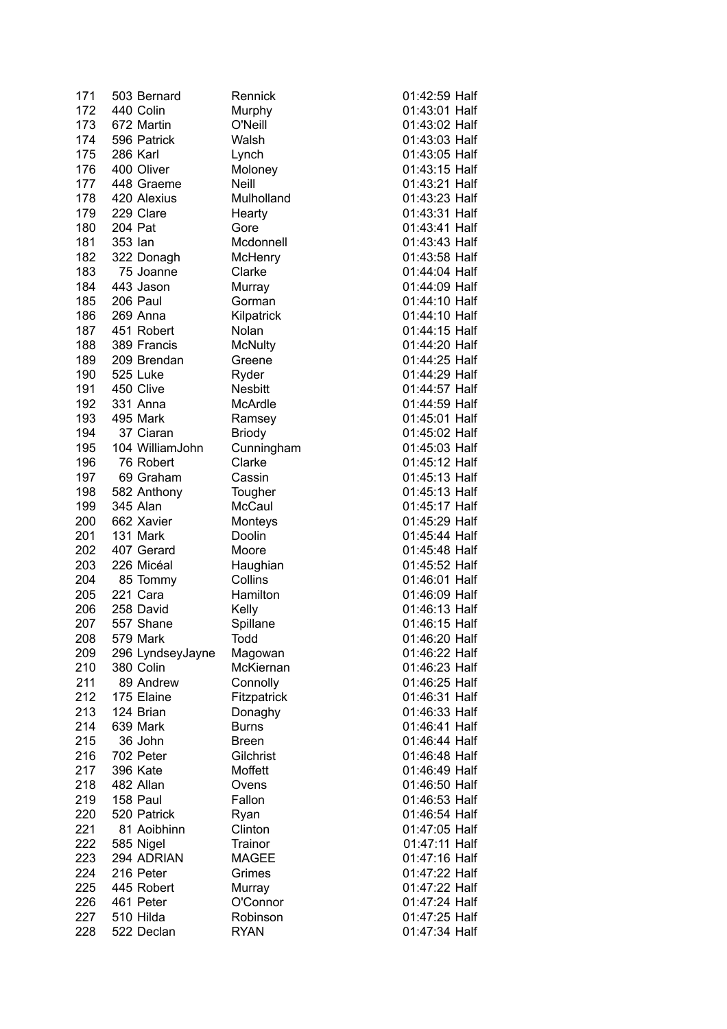| | | | | | |
|---|---|---|---|---|---|
| 171 | 503 | Bernard | Rennick | 01:42:59 | Half |
| 172 | 440 | Colin | Murphy | 01:43:01 | Half |
| 173 | 672 | Martin | O'Neill | 01:43:02 | Half |
| 174 | 596 | Patrick | Walsh | 01:43:03 | Half |
| 175 | 286 | Karl | Lynch | 01:43:05 | Half |
| 176 | 400 | Oliver | Moloney | 01:43:15 | Half |
| 177 | 448 | Graeme | Neill | 01:43:21 | Half |
| 178 | 420 | Alexius | Mulholland | 01:43:23 | Half |
| 179 | 229 | Clare | Hearty | 01:43:31 | Half |
| 180 | 204 | Pat | Gore | 01:43:41 | Half |
| 181 | 353 | Ian | Mcdonnell | 01:43:43 | Half |
| 182 | 322 | Donagh | McHenry | 01:43:58 | Half |
| 183 | 75 | Joanne | Clarke | 01:44:04 | Half |
| 184 | 443 | Jason | Murray | 01:44:09 | Half |
| 185 | 206 | Paul | Gorman | 01:44:10 | Half |
| 186 | 269 | Anna | Kilpatrick | 01:44:10 | Half |
| 187 | 451 | Robert | Nolan | 01:44:15 | Half |
| 188 | 389 | Francis | McNulty | 01:44:20 | Half |
| 189 | 209 | Brendan | Greene | 01:44:25 | Half |
| 190 | 525 | Luke | Ryder | 01:44:29 | Half |
| 191 | 450 | Clive | Nesbitt | 01:44:57 | Half |
| 192 | 331 | Anna | McArdle | 01:44:59 | Half |
| 193 | 495 | Mark | Ramsey | 01:45:01 | Half |
| 194 | 37 | Ciaran | Briody | 01:45:02 | Half |
| 195 | 104 | WilliamJohn | Cunningham | 01:45:03 | Half |
| 196 | 76 | Robert | Clarke | 01:45:12 | Half |
| 197 | 69 | Graham | Cassin | 01:45:13 | Half |
| 198 | 582 | Anthony | Tougher | 01:45:13 | Half |
| 199 | 345 | Alan | McCaul | 01:45:17 | Half |
| 200 | 662 | Xavier | Monteys | 01:45:29 | Half |
| 201 | 131 | Mark | Doolin | 01:45:44 | Half |
| 202 | 407 | Gerard | Moore | 01:45:48 | Half |
| 203 | 226 | Micéal | Haughian | 01:45:52 | Half |
| 204 | 85 | Tommy | Collins | 01:46:01 | Half |
| 205 | 221 | Cara | Hamilton | 01:46:09 | Half |
| 206 | 258 | David | Kelly | 01:46:13 | Half |
| 207 | 557 | Shane | Spillane | 01:46:15 | Half |
| 208 | 579 | Mark | Todd | 01:46:20 | Half |
| 209 | 296 | LyndseyJayne | Magowan | 01:46:22 | Half |
| 210 | 380 | Colin | McKiernan | 01:46:23 | Half |
| 211 | 89 | Andrew | Connolly | 01:46:25 | Half |
| 212 | 175 | Elaine | Fitzpatrick | 01:46:31 | Half |
| 213 | 124 | Brian | Donaghy | 01:46:33 | Half |
| 214 | 639 | Mark | Burns | 01:46:41 | Half |
| 215 | 36 | John | Breen | 01:46:44 | Half |
| 216 | 702 | Peter | Gilchrist | 01:46:48 | Half |
| 217 | 396 | Kate | Moffett | 01:46:49 | Half |
| 218 | 482 | Allan | Ovens | 01:46:50 | Half |
| 219 | 158 | Paul | Fallon | 01:46:53 | Half |
| 220 | 520 | Patrick | Ryan | 01:46:54 | Half |
| 221 | 81 | Aoibhinn | Clinton | 01:47:05 | Half |
| 222 | 585 | Nigel | Trainor | 01:47:11 | Half |
| 223 | 294 | ADRIAN | MAGEE | 01:47:16 | Half |
| 224 | 216 | Peter | Grimes | 01:47:22 | Half |
| 225 | 445 | Robert | Murray | 01:47:22 | Half |
| 226 | 461 | Peter | O'Connor | 01:47:24 | Half |
| 227 | 510 | Hilda | Robinson | 01:47:25 | Half |
| 228 | 522 | Declan | RYAN | 01:47:34 | Half |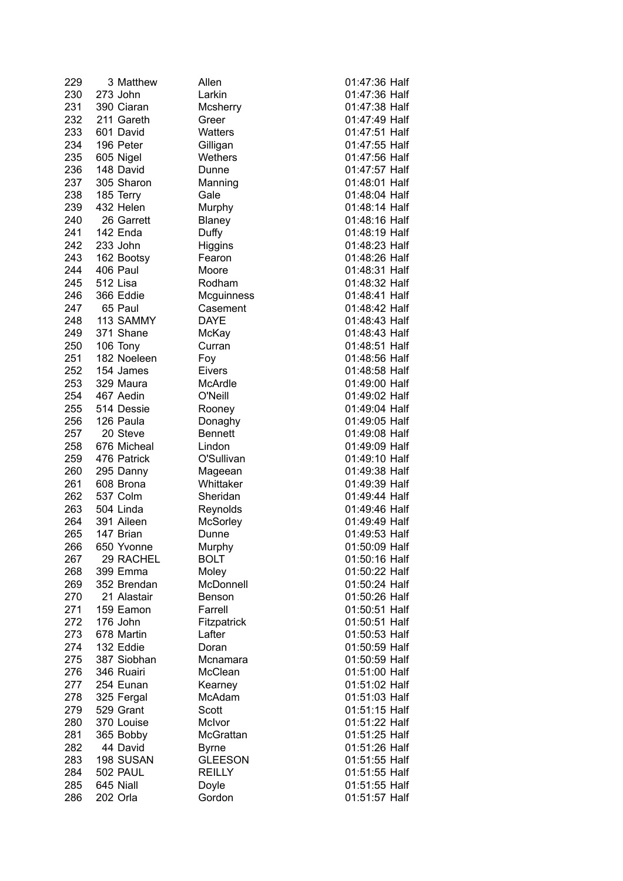| | | | | | |
|---|---|---|---|---|---|
| 229 | 3 | Matthew | Allen | 01:47:36 | Half |
| 230 | 273 | John | Larkin | 01:47:36 | Half |
| 231 | 390 | Ciaran | Mcsherry | 01:47:38 | Half |
| 232 | 211 | Gareth | Greer | 01:47:49 | Half |
| 233 | 601 | David | Watters | 01:47:51 | Half |
| 234 | 196 | Peter | Gilligan | 01:47:55 | Half |
| 235 | 605 | Nigel | Wethers | 01:47:56 | Half |
| 236 | 148 | David | Dunne | 01:47:57 | Half |
| 237 | 305 | Sharon | Manning | 01:48:01 | Half |
| 238 | 185 | Terry | Gale | 01:48:04 | Half |
| 239 | 432 | Helen | Murphy | 01:48:14 | Half |
| 240 | 26 | Garrett | Blaney | 01:48:16 | Half |
| 241 | 142 | Enda | Duffy | 01:48:19 | Half |
| 242 | 233 | John | Higgins | 01:48:23 | Half |
| 243 | 162 | Bootsy | Fearon | 01:48:26 | Half |
| 244 | 406 | Paul | Moore | 01:48:31 | Half |
| 245 | 512 | Lisa | Rodham | 01:48:32 | Half |
| 246 | 366 | Eddie | Mcguinness | 01:48:41 | Half |
| 247 | 65 | Paul | Casement | 01:48:42 | Half |
| 248 | 113 | SAMMY | DAYE | 01:48:43 | Half |
| 249 | 371 | Shane | McKay | 01:48:43 | Half |
| 250 | 106 | Tony | Curran | 01:48:51 | Half |
| 251 | 182 | Noeleen | Foy | 01:48:56 | Half |
| 252 | 154 | James | Eivers | 01:48:58 | Half |
| 253 | 329 | Maura | McArdle | 01:49:00 | Half |
| 254 | 467 | Aedin | O'Neill | 01:49:02 | Half |
| 255 | 514 | Dessie | Rooney | 01:49:04 | Half |
| 256 | 126 | Paula | Donaghy | 01:49:05 | Half |
| 257 | 20 | Steve | Bennett | 01:49:08 | Half |
| 258 | 676 | Micheal | Lindon | 01:49:09 | Half |
| 259 | 476 | Patrick | O'Sullivan | 01:49:10 | Half |
| 260 | 295 | Danny | Mageean | 01:49:38 | Half |
| 261 | 608 | Brona | Whittaker | 01:49:39 | Half |
| 262 | 537 | Colm | Sheridan | 01:49:44 | Half |
| 263 | 504 | Linda | Reynolds | 01:49:46 | Half |
| 264 | 391 | Aileen | McSorley | 01:49:49 | Half |
| 265 | 147 | Brian | Dunne | 01:49:53 | Half |
| 266 | 650 | Yvonne | Murphy | 01:50:09 | Half |
| 267 | 29 | RACHEL | BOLT | 01:50:16 | Half |
| 268 | 399 | Emma | Moley | 01:50:22 | Half |
| 269 | 352 | Brendan | McDonnell | 01:50:24 | Half |
| 270 | 21 | Alastair | Benson | 01:50:26 | Half |
| 271 | 159 | Eamon | Farrell | 01:50:51 | Half |
| 272 | 176 | John | Fitzpatrick | 01:50:51 | Half |
| 273 | 678 | Martin | Lafter | 01:50:53 | Half |
| 274 | 132 | Eddie | Doran | 01:50:59 | Half |
| 275 | 387 | Siobhan | Mcnamara | 01:50:59 | Half |
| 276 | 346 | Ruairi | McClean | 01:51:00 | Half |
| 277 | 254 | Eunan | Kearney | 01:51:02 | Half |
| 278 | 325 | Fergal | McAdam | 01:51:03 | Half |
| 279 | 529 | Grant | Scott | 01:51:15 | Half |
| 280 | 370 | Louise | McIvor | 01:51:22 | Half |
| 281 | 365 | Bobby | McGrattan | 01:51:25 | Half |
| 282 | 44 | David | Byrne | 01:51:26 | Half |
| 283 | 198 | SUSAN | GLEESON | 01:51:55 | Half |
| 284 | 502 | PAUL | REILLY | 01:51:55 | Half |
| 285 | 645 | Niall | Doyle | 01:51:55 | Half |
| 286 | 202 | Orla | Gordon | 01:51:57 | Half |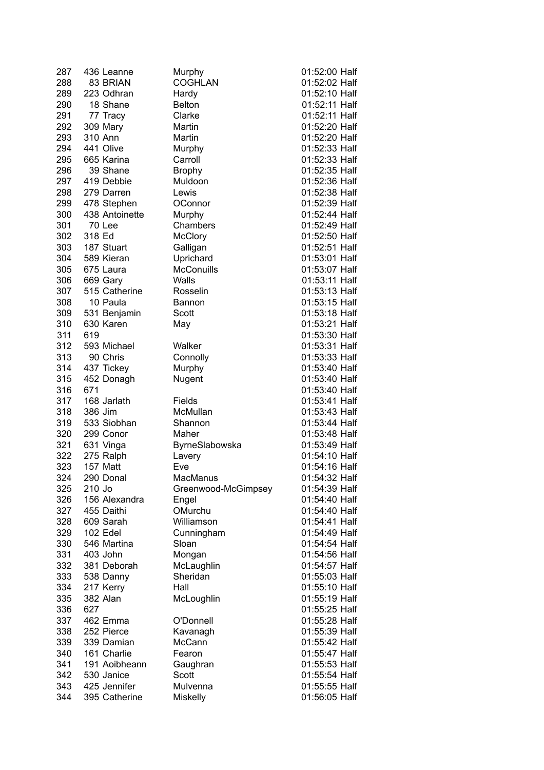| | | | | | |
|---|---|---|---|---|---|
| 287 | 436 | Leanne | Murphy | 01:52:00 | Half |
| 288 | 83 | BRIAN | COGHLAN | 01:52:02 | Half |
| 289 | 223 | Odhran | Hardy | 01:52:10 | Half |
| 290 | 18 | Shane | Belton | 01:52:11 | Half |
| 291 | 77 | Tracy | Clarke | 01:52:11 | Half |
| 292 | 309 | Mary | Martin | 01:52:20 | Half |
| 293 | 310 | Ann | Martin | 01:52:20 | Half |
| 294 | 441 | Olive | Murphy | 01:52:33 | Half |
| 295 | 665 | Karina | Carroll | 01:52:33 | Half |
| 296 | 39 | Shane | Brophy | 01:52:35 | Half |
| 297 | 419 | Debbie | Muldoon | 01:52:36 | Half |
| 298 | 279 | Darren | Lewis | 01:52:38 | Half |
| 299 | 478 | Stephen | OConnor | 01:52:39 | Half |
| 300 | 438 | Antoinette | Murphy | 01:52:44 | Half |
| 301 | 70 | Lee | Chambers | 01:52:49 | Half |
| 302 | 318 | Ed | McClory | 01:52:50 | Half |
| 303 | 187 | Stuart | Galligan | 01:52:51 | Half |
| 304 | 589 | Kieran | Uprichard | 01:53:01 | Half |
| 305 | 675 | Laura | McConuills | 01:53:07 | Half |
| 306 | 669 | Gary | Walls | 01:53:11 | Half |
| 307 | 515 | Catherine | Rosselin | 01:53:13 | Half |
| 308 | 10 | Paula | Bannon | 01:53:15 | Half |
| 309 | 531 | Benjamin | Scott | 01:53:18 | Half |
| 310 | 630 | Karen | May | 01:53:21 | Half |
| 311 | 619 | | | 01:53:30 | Half |
| 312 | 593 | Michael | Walker | 01:53:31 | Half |
| 313 | 90 | Chris | Connolly | 01:53:33 | Half |
| 314 | 437 | Tickey | Murphy | 01:53:40 | Half |
| 315 | 452 | Donagh | Nugent | 01:53:40 | Half |
| 316 | 671 | | | 01:53:40 | Half |
| 317 | 168 | Jarlath | Fields | 01:53:41 | Half |
| 318 | 386 | Jim | McMullan | 01:53:43 | Half |
| 319 | 533 | Siobhan | Shannon | 01:53:44 | Half |
| 320 | 299 | Conor | Maher | 01:53:48 | Half |
| 321 | 631 | Vinga | ByrneSlabowska | 01:53:49 | Half |
| 322 | 275 | Ralph | Lavery | 01:54:10 | Half |
| 323 | 157 | Matt | Eve | 01:54:16 | Half |
| 324 | 290 | Donal | MacManus | 01:54:32 | Half |
| 325 | 210 | Jo | Greenwood-McGimpsey | 01:54:39 | Half |
| 326 | 156 | Alexandra | Engel | 01:54:40 | Half |
| 327 | 455 | Daithi | OMurchu | 01:54:40 | Half |
| 328 | 609 | Sarah | Williamson | 01:54:41 | Half |
| 329 | 102 | Edel | Cunningham | 01:54:49 | Half |
| 330 | 546 | Martina | Sloan | 01:54:54 | Half |
| 331 | 403 | John | Mongan | 01:54:56 | Half |
| 332 | 381 | Deborah | McLaughlin | 01:54:57 | Half |
| 333 | 538 | Danny | Sheridan | 01:55:03 | Half |
| 334 | 217 | Kerry | Hall | 01:55:10 | Half |
| 335 | 382 | Alan | McLoughlin | 01:55:19 | Half |
| 336 | 627 | | | 01:55:25 | Half |
| 337 | 462 | Emma | O'Donnell | 01:55:28 | Half |
| 338 | 252 | Pierce | Kavanagh | 01:55:39 | Half |
| 339 | 339 | Damian | McCann | 01:55:42 | Half |
| 340 | 161 | Charlie | Fearon | 01:55:47 | Half |
| 341 | 191 | Aoibheann | Gaughran | 01:55:53 | Half |
| 342 | 530 | Janice | Scott | 01:55:54 | Half |
| 343 | 425 | Jennifer | Mulvenna | 01:55:55 | Half |
| 344 | 395 | Catherine | Miskelly | 01:56:05 | Half |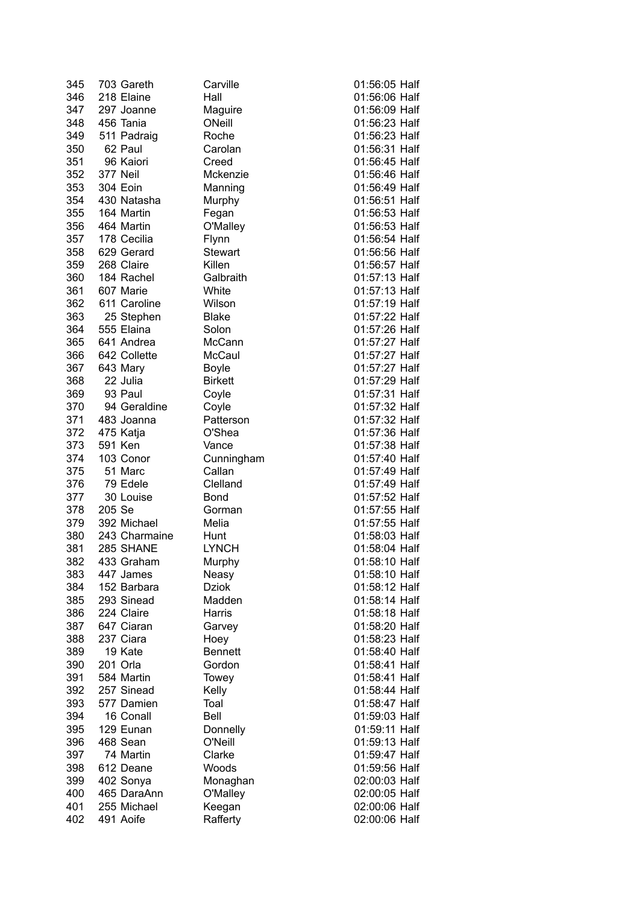| | | | | | |
|---|---|---|---|---|---|
| 345 | 703 | Gareth | Carville | 01:56:05 | Half |
| 346 | 218 | Elaine | Hall | 01:56:06 | Half |
| 347 | 297 | Joanne | Maguire | 01:56:09 | Half |
| 348 | 456 | Tania | ONeill | 01:56:23 | Half |
| 349 | 511 | Padraig | Roche | 01:56:23 | Half |
| 350 | 62 | Paul | Carolan | 01:56:31 | Half |
| 351 | 96 | Kaiori | Creed | 01:56:45 | Half |
| 352 | 377 | Neil | Mckenzie | 01:56:46 | Half |
| 353 | 304 | Eoin | Manning | 01:56:49 | Half |
| 354 | 430 | Natasha | Murphy | 01:56:51 | Half |
| 355 | 164 | Martin | Fegan | 01:56:53 | Half |
| 356 | 464 | Martin | O'Malley | 01:56:53 | Half |
| 357 | 178 | Cecilia | Flynn | 01:56:54 | Half |
| 358 | 629 | Gerard | Stewart | 01:56:56 | Half |
| 359 | 268 | Claire | Killen | 01:56:57 | Half |
| 360 | 184 | Rachel | Galbraith | 01:57:13 | Half |
| 361 | 607 | Marie | White | 01:57:13 | Half |
| 362 | 611 | Caroline | Wilson | 01:57:19 | Half |
| 363 | 25 | Stephen | Blake | 01:57:22 | Half |
| 364 | 555 | Elaina | Solon | 01:57:26 | Half |
| 365 | 641 | Andrea | McCann | 01:57:27 | Half |
| 366 | 642 | Collette | McCaul | 01:57:27 | Half |
| 367 | 643 | Mary | Boyle | 01:57:27 | Half |
| 368 | 22 | Julia | Birkett | 01:57:29 | Half |
| 369 | 93 | Paul | Coyle | 01:57:31 | Half |
| 370 | 94 | Geraldine | Coyle | 01:57:32 | Half |
| 371 | 483 | Joanna | Patterson | 01:57:32 | Half |
| 372 | 475 | Katja | O'Shea | 01:57:36 | Half |
| 373 | 591 | Ken | Vance | 01:57:38 | Half |
| 374 | 103 | Conor | Cunningham | 01:57:40 | Half |
| 375 | 51 | Marc | Callan | 01:57:49 | Half |
| 376 | 79 | Edele | Clelland | 01:57:49 | Half |
| 377 | 30 | Louise | Bond | 01:57:52 | Half |
| 378 | 205 | Se | Gorman | 01:57:55 | Half |
| 379 | 392 | Michael | Melia | 01:57:55 | Half |
| 380 | 243 | Charmaine | Hunt | 01:58:03 | Half |
| 381 | 285 | SHANE | LYNCH | 01:58:04 | Half |
| 382 | 433 | Graham | Murphy | 01:58:10 | Half |
| 383 | 447 | James | Neasy | 01:58:10 | Half |
| 384 | 152 | Barbara | Dziok | 01:58:12 | Half |
| 385 | 293 | Sinead | Madden | 01:58:14 | Half |
| 386 | 224 | Claire | Harris | 01:58:18 | Half |
| 387 | 647 | Ciaran | Garvey | 01:58:20 | Half |
| 388 | 237 | Ciara | Hoey | 01:58:23 | Half |
| 389 | 19 | Kate | Bennett | 01:58:40 | Half |
| 390 | 201 | Orla | Gordon | 01:58:41 | Half |
| 391 | 584 | Martin | Towey | 01:58:41 | Half |
| 392 | 257 | Sinead | Kelly | 01:58:44 | Half |
| 393 | 577 | Damien | Toal | 01:58:47 | Half |
| 394 | 16 | Conall | Bell | 01:59:03 | Half |
| 395 | 129 | Eunan | Donnelly | 01:59:11 | Half |
| 396 | 468 | Sean | O'Neill | 01:59:13 | Half |
| 397 | 74 | Martin | Clarke | 01:59:47 | Half |
| 398 | 612 | Deane | Woods | 01:59:56 | Half |
| 399 | 402 | Sonya | Monaghan | 02:00:03 | Half |
| 400 | 465 | DaraAnn | O'Malley | 02:00:05 | Half |
| 401 | 255 | Michael | Keegan | 02:00:06 | Half |
| 402 | 491 | Aoife | Rafferty | 02:00:06 | Half |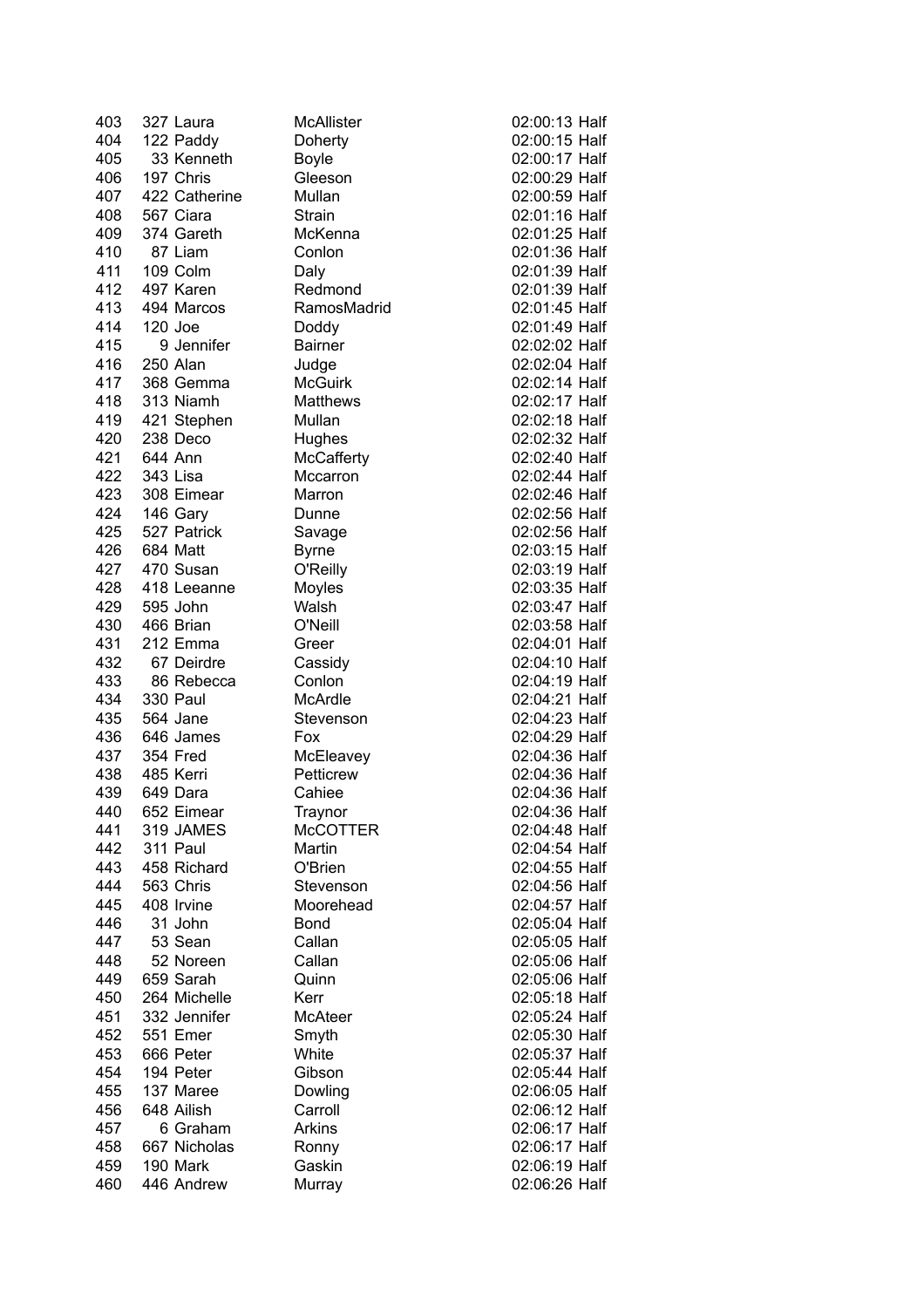| | | | | | |
|---|---|---|---|---|---|
| 403 | 327 | Laura | McAllister | 02:00:13 | Half |
| 404 | 122 | Paddy | Doherty | 02:00:15 | Half |
| 405 | 33 | Kenneth | Boyle | 02:00:17 | Half |
| 406 | 197 | Chris | Gleeson | 02:00:29 | Half |
| 407 | 422 | Catherine | Mullan | 02:00:59 | Half |
| 408 | 567 | Ciara | Strain | 02:01:16 | Half |
| 409 | 374 | Gareth | McKenna | 02:01:25 | Half |
| 410 | 87 | Liam | Conlon | 02:01:36 | Half |
| 411 | 109 | Colm | Daly | 02:01:39 | Half |
| 412 | 497 | Karen | Redmond | 02:01:39 | Half |
| 413 | 494 | Marcos | RamosMadrid | 02:01:45 | Half |
| 414 | 120 | Joe | Doddy | 02:01:49 | Half |
| 415 | 9 | Jennifer | Bairner | 02:02:02 | Half |
| 416 | 250 | Alan | Judge | 02:02:04 | Half |
| 417 | 368 | Gemma | McGuirk | 02:02:14 | Half |
| 418 | 313 | Niamh | Matthews | 02:02:17 | Half |
| 419 | 421 | Stephen | Mullan | 02:02:18 | Half |
| 420 | 238 | Deco | Hughes | 02:02:32 | Half |
| 421 | 644 | Ann | McCafferty | 02:02:40 | Half |
| 422 | 343 | Lisa | Mccarron | 02:02:44 | Half |
| 423 | 308 | Eimear | Marron | 02:02:46 | Half |
| 424 | 146 | Gary | Dunne | 02:02:56 | Half |
| 425 | 527 | Patrick | Savage | 02:02:56 | Half |
| 426 | 684 | Matt | Byrne | 02:03:15 | Half |
| 427 | 470 | Susan | O'Reilly | 02:03:19 | Half |
| 428 | 418 | Leeanne | Moyles | 02:03:35 | Half |
| 429 | 595 | John | Walsh | 02:03:47 | Half |
| 430 | 466 | Brian | O'Neill | 02:03:58 | Half |
| 431 | 212 | Emma | Greer | 02:04:01 | Half |
| 432 | 67 | Deirdre | Cassidy | 02:04:10 | Half |
| 433 | 86 | Rebecca | Conlon | 02:04:19 | Half |
| 434 | 330 | Paul | McArdle | 02:04:21 | Half |
| 435 | 564 | Jane | Stevenson | 02:04:23 | Half |
| 436 | 646 | James | Fox | 02:04:29 | Half |
| 437 | 354 | Fred | McEleavey | 02:04:36 | Half |
| 438 | 485 | Kerri | Petticrew | 02:04:36 | Half |
| 439 | 649 | Dara | Cahiee | 02:04:36 | Half |
| 440 | 652 | Eimear | Traynor | 02:04:36 | Half |
| 441 | 319 | JAMES | McCOTTER | 02:04:48 | Half |
| 442 | 311 | Paul | Martin | 02:04:54 | Half |
| 443 | 458 | Richard | O'Brien | 02:04:55 | Half |
| 444 | 563 | Chris | Stevenson | 02:04:56 | Half |
| 445 | 408 | Irvine | Moorehead | 02:04:57 | Half |
| 446 | 31 | John | Bond | 02:05:04 | Half |
| 447 | 53 | Sean | Callan | 02:05:05 | Half |
| 448 | 52 | Noreen | Callan | 02:05:06 | Half |
| 449 | 659 | Sarah | Quinn | 02:05:06 | Half |
| 450 | 264 | Michelle | Kerr | 02:05:18 | Half |
| 451 | 332 | Jennifer | McAteer | 02:05:24 | Half |
| 452 | 551 | Emer | Smyth | 02:05:30 | Half |
| 453 | 666 | Peter | White | 02:05:37 | Half |
| 454 | 194 | Peter | Gibson | 02:05:44 | Half |
| 455 | 137 | Maree | Dowling | 02:06:05 | Half |
| 456 | 648 | Ailish | Carroll | 02:06:12 | Half |
| 457 | 6 | Graham | Arkins | 02:06:17 | Half |
| 458 | 667 | Nicholas | Ronny | 02:06:17 | Half |
| 459 | 190 | Mark | Gaskin | 02:06:19 | Half |
| 460 | 446 | Andrew | Murray | 02:06:26 | Half |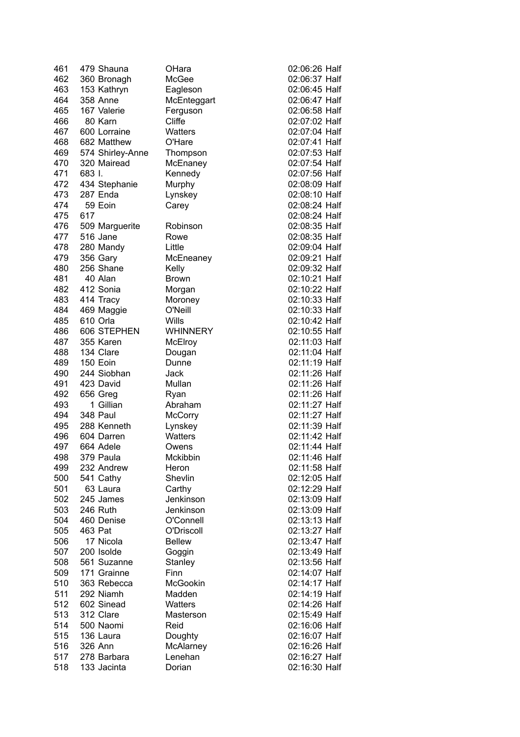| | | | | | |
|---|---|---|---|---|---|
| 461 | 479 | Shauna | OHara | 02:06:26 | Half |
| 462 | 360 | Bronagh | McGee | 02:06:37 | Half |
| 463 | 153 | Kathryn | Eagleson | 02:06:45 | Half |
| 464 | 358 | Anne | McEnteggart | 02:06:47 | Half |
| 465 | 167 | Valerie | Ferguson | 02:06:58 | Half |
| 466 | 80 | Karn | Cliffe | 02:07:02 | Half |
| 467 | 600 | Lorraine | Watters | 02:07:04 | Half |
| 468 | 682 | Matthew | O'Hare | 02:07:41 | Half |
| 469 | 574 | Shirley-Anne | Thompson | 02:07:53 | Half |
| 470 | 320 | Mairead | McEnaney | 02:07:54 | Half |
| 471 | 683 | I. | Kennedy | 02:07:56 | Half |
| 472 | 434 | Stephanie | Murphy | 02:08:09 | Half |
| 473 | 287 | Enda | Lynskey | 02:08:10 | Half |
| 474 | 59 | Eoin | Carey | 02:08:24 | Half |
| 475 | 617 | | | 02:08:24 | Half |
| 476 | 509 | Marguerite | Robinson | 02:08:35 | Half |
| 477 | 516 | Jane | Rowe | 02:08:35 | Half |
| 478 | 280 | Mandy | Little | 02:09:04 | Half |
| 479 | 356 | Gary | McEneaney | 02:09:21 | Half |
| 480 | 256 | Shane | Kelly | 02:09:32 | Half |
| 481 | 40 | Alan | Brown | 02:10:21 | Half |
| 482 | 412 | Sonia | Morgan | 02:10:22 | Half |
| 483 | 414 | Tracy | Moroney | 02:10:33 | Half |
| 484 | 469 | Maggie | O'Neill | 02:10:33 | Half |
| 485 | 610 | Orla | Wills | 02:10:42 | Half |
| 486 | 606 | STEPHEN | WHINNERY | 02:10:55 | Half |
| 487 | 355 | Karen | McElroy | 02:11:03 | Half |
| 488 | 134 | Clare | Dougan | 02:11:04 | Half |
| 489 | 150 | Eoin | Dunne | 02:11:19 | Half |
| 490 | 244 | Siobhan | Jack | 02:11:26 | Half |
| 491 | 423 | David | Mullan | 02:11:26 | Half |
| 492 | 656 | Greg | Ryan | 02:11:26 | Half |
| 493 | 1 | Gillian | Abraham | 02:11:27 | Half |
| 494 | 348 | Paul | McCorry | 02:11:27 | Half |
| 495 | 288 | Kenneth | Lynskey | 02:11:39 | Half |
| 496 | 604 | Darren | Watters | 02:11:42 | Half |
| 497 | 664 | Adele | Owens | 02:11:44 | Half |
| 498 | 379 | Paula | Mckibbin | 02:11:46 | Half |
| 499 | 232 | Andrew | Heron | 02:11:58 | Half |
| 500 | 541 | Cathy | Shevlin | 02:12:05 | Half |
| 501 | 63 | Laura | Carthy | 02:12:29 | Half |
| 502 | 245 | James | Jenkinson | 02:13:09 | Half |
| 503 | 246 | Ruth | Jenkinson | 02:13:09 | Half |
| 504 | 460 | Denise | O'Connell | 02:13:13 | Half |
| 505 | 463 | Pat | O'Driscoll | 02:13:27 | Half |
| 506 | 17 | Nicola | Bellew | 02:13:47 | Half |
| 507 | 200 | Isolde | Goggin | 02:13:49 | Half |
| 508 | 561 | Suzanne | Stanley | 02:13:56 | Half |
| 509 | 171 | Grainne | Finn | 02:14:07 | Half |
| 510 | 363 | Rebecca | McGookin | 02:14:17 | Half |
| 511 | 292 | Niamh | Madden | 02:14:19 | Half |
| 512 | 602 | Sinead | Watters | 02:14:26 | Half |
| 513 | 312 | Clare | Masterson | 02:15:49 | Half |
| 514 | 500 | Naomi | Reid | 02:16:06 | Half |
| 515 | 136 | Laura | Doughty | 02:16:07 | Half |
| 516 | 326 | Ann | McAlarney | 02:16:26 | Half |
| 517 | 278 | Barbara | Lenehan | 02:16:27 | Half |
| 518 | 133 | Jacinta | Dorian | 02:16:30 | Half |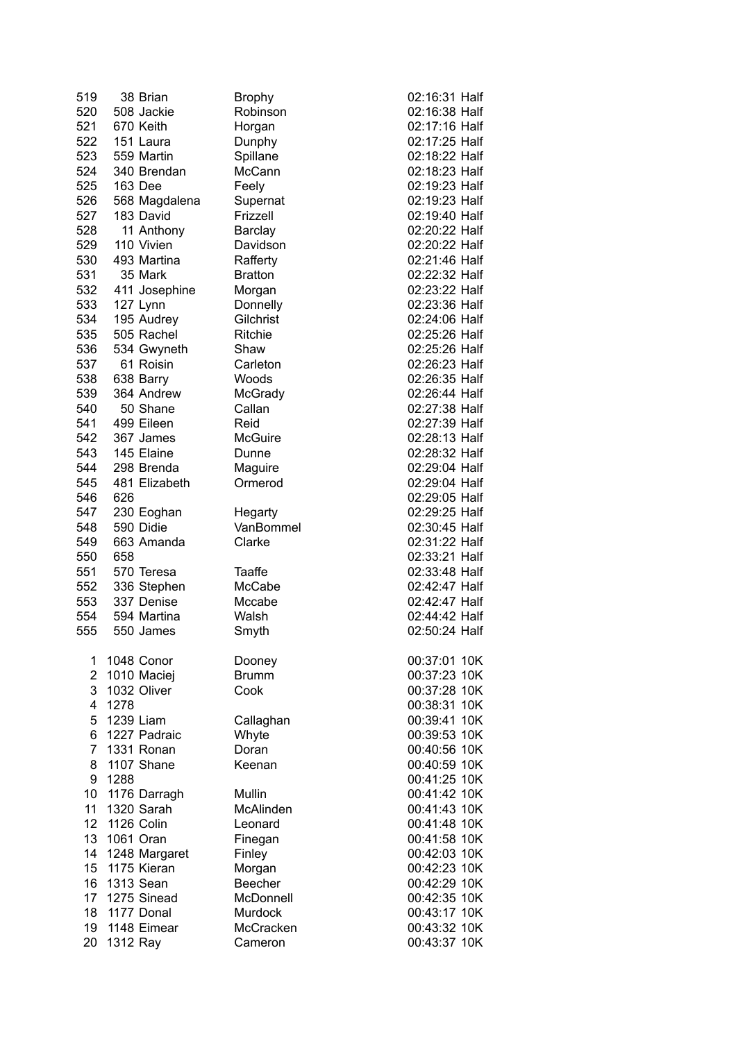| Pos | Bib | First Name | Surname | Time | Race |
|---|---|---|---|---|---|
| 519 | 38 | Brian | Brophy | 02:16:31 | Half |
| 520 | 508 | Jackie | Robinson | 02:16:38 | Half |
| 521 | 670 | Keith | Horgan | 02:17:16 | Half |
| 522 | 151 | Laura | Dunphy | 02:17:25 | Half |
| 523 | 559 | Martin | Spillane | 02:18:22 | Half |
| 524 | 340 | Brendan | McCann | 02:18:23 | Half |
| 525 | 163 | Dee | Feely | 02:19:23 | Half |
| 526 | 568 | Magdalena | Supernat | 02:19:23 | Half |
| 527 | 183 | David | Frizzell | 02:19:40 | Half |
| 528 | 11 | Anthony | Barclay | 02:20:22 | Half |
| 529 | 110 | Vivien | Davidson | 02:20:22 | Half |
| 530 | 493 | Martina | Rafferty | 02:21:46 | Half |
| 531 | 35 | Mark | Bratton | 02:22:32 | Half |
| 532 | 411 | Josephine | Morgan | 02:23:22 | Half |
| 533 | 127 | Lynn | Donnelly | 02:23:36 | Half |
| 534 | 195 | Audrey | Gilchrist | 02:24:06 | Half |
| 535 | 505 | Rachel | Ritchie | 02:25:26 | Half |
| 536 | 534 | Gwyneth | Shaw | 02:25:26 | Half |
| 537 | 61 | Roisin | Carleton | 02:26:23 | Half |
| 538 | 638 | Barry | Woods | 02:26:35 | Half |
| 539 | 364 | Andrew | McGrady | 02:26:44 | Half |
| 540 | 50 | Shane | Callan | 02:27:38 | Half |
| 541 | 499 | Eileen | Reid | 02:27:39 | Half |
| 542 | 367 | James | McGuire | 02:28:13 | Half |
| 543 | 145 | Elaine | Dunne | 02:28:32 | Half |
| 544 | 298 | Brenda | Maguire | 02:29:04 | Half |
| 545 | 481 | Elizabeth | Ormerod | 02:29:04 | Half |
| 546 | 626 | | | 02:29:05 | Half |
| 547 | 230 | Eoghan | Hegarty | 02:29:25 | Half |
| 548 | 590 | Didie | VanBommel | 02:30:45 | Half |
| 549 | 663 | Amanda | Clarke | 02:31:22 | Half |
| 550 | 658 | | | 02:33:21 | Half |
| 551 | 570 | Teresa | Taaffe | 02:33:48 | Half |
| 552 | 336 | Stephen | McCabe | 02:42:47 | Half |
| 553 | 337 | Denise | Mccabe | 02:42:47 | Half |
| 554 | 594 | Martina | Walsh | 02:44:42 | Half |
| 555 | 550 | James | Smyth | 02:50:24 | Half |

| Pos | Bib | First Name | Surname | Time | Race |
|---|---|---|---|---|---|
| 1 | 1048 | Conor | Dooney | 00:37:01 | 10K |
| 2 | 1010 | Maciej | Brumm | 00:37:23 | 10K |
| 3 | 1032 | Oliver | Cook | 00:37:28 | 10K |
| 4 | 1278 | | | 00:38:31 | 10K |
| 5 | 1239 | Liam | Callaghan | 00:39:41 | 10K |
| 6 | 1227 | Padraic | Whyte | 00:39:53 | 10K |
| 7 | 1331 | Ronan | Doran | 00:40:56 | 10K |
| 8 | 1107 | Shane | Keenan | 00:40:59 | 10K |
| 9 | 1288 | | | 00:41:25 | 10K |
| 10 | 1176 | Darragh | Mullin | 00:41:42 | 10K |
| 11 | 1320 | Sarah | McAlinden | 00:41:43 | 10K |
| 12 | 1126 | Colin | Leonard | 00:41:48 | 10K |
| 13 | 1061 | Oran | Finegan | 00:41:58 | 10K |
| 14 | 1248 | Margaret | Finley | 00:42:03 | 10K |
| 15 | 1175 | Kieran | Morgan | 00:42:23 | 10K |
| 16 | 1313 | Sean | Beecher | 00:42:29 | 10K |
| 17 | 1275 | Sinead | McDonnell | 00:42:35 | 10K |
| 18 | 1177 | Donal | Murdock | 00:43:17 | 10K |
| 19 | 1148 | Eimear | McCracken | 00:43:32 | 10K |
| 20 | 1312 | Ray | Cameron | 00:43:37 | 10K |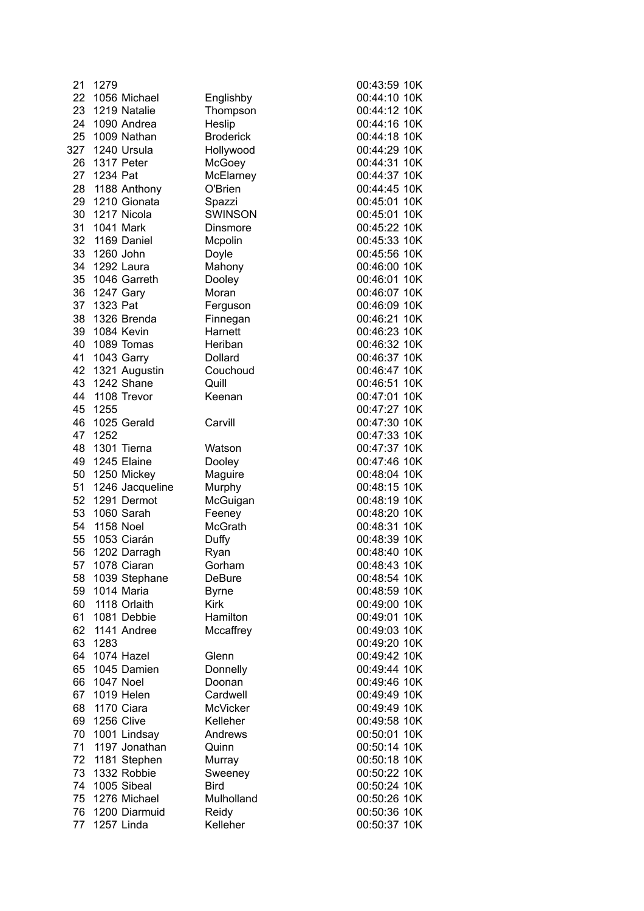| | | | | | |
|---|---|---|---|---|---|
| 21 | 1279 | | | 00:43:59 | 10K |
| 22 | 1056 | Michael | Englishby | 00:44:10 | 10K |
| 23 | 1219 | Natalie | Thompson | 00:44:12 | 10K |
| 24 | 1090 | Andrea | Heslip | 00:44:16 | 10K |
| 25 | 1009 | Nathan | Broderick | 00:44:18 | 10K |
| 327 | 1240 | Ursula | Hollywood | 00:44:29 | 10K |
| 26 | 1317 | Peter | McGoey | 00:44:31 | 10K |
| 27 | 1234 | Pat | McElarney | 00:44:37 | 10K |
| 28 | 1188 | Anthony | O'Brien | 00:44:45 | 10K |
| 29 | 1210 | Gionata | Spazzi | 00:45:01 | 10K |
| 30 | 1217 | Nicola | SWINSON | 00:45:01 | 10K |
| 31 | 1041 | Mark | Dinsmore | 00:45:22 | 10K |
| 32 | 1169 | Daniel | Mcpolin | 00:45:33 | 10K |
| 33 | 1260 | John | Doyle | 00:45:56 | 10K |
| 34 | 1292 | Laura | Mahony | 00:46:00 | 10K |
| 35 | 1046 | Garreth | Dooley | 00:46:01 | 10K |
| 36 | 1247 | Gary | Moran | 00:46:07 | 10K |
| 37 | 1323 | Pat | Ferguson | 00:46:09 | 10K |
| 38 | 1326 | Brenda | Finnegan | 00:46:21 | 10K |
| 39 | 1084 | Kevin | Harnett | 00:46:23 | 10K |
| 40 | 1089 | Tomas | Heriban | 00:46:32 | 10K |
| 41 | 1043 | Garry | Dollard | 00:46:37 | 10K |
| 42 | 1321 | Augustin | Couchoud | 00:46:47 | 10K |
| 43 | 1242 | Shane | Quill | 00:46:51 | 10K |
| 44 | 1108 | Trevor | Keenan | 00:47:01 | 10K |
| 45 | 1255 | | | 00:47:27 | 10K |
| 46 | 1025 | Gerald | Carvill | 00:47:30 | 10K |
| 47 | 1252 | | | 00:47:33 | 10K |
| 48 | 1301 | Tierna | Watson | 00:47:37 | 10K |
| 49 | 1245 | Elaine | Dooley | 00:47:46 | 10K |
| 50 | 1250 | Mickey | Maguire | 00:48:04 | 10K |
| 51 | 1246 | Jacqueline | Murphy | 00:48:15 | 10K |
| 52 | 1291 | Dermot | McGuigan | 00:48:19 | 10K |
| 53 | 1060 | Sarah | Feeney | 00:48:20 | 10K |
| 54 | 1158 | Noel | McGrath | 00:48:31 | 10K |
| 55 | 1053 | Ciarán | Duffy | 00:48:39 | 10K |
| 56 | 1202 | Darragh | Ryan | 00:48:40 | 10K |
| 57 | 1078 | Ciaran | Gorham | 00:48:43 | 10K |
| 58 | 1039 | Stephane | DeBure | 00:48:54 | 10K |
| 59 | 1014 | Maria | Byrne | 00:48:59 | 10K |
| 60 | 1118 | Orlaith | Kirk | 00:49:00 | 10K |
| 61 | 1081 | Debbie | Hamilton | 00:49:01 | 10K |
| 62 | 1141 | Andree | Mccaffrey | 00:49:03 | 10K |
| 63 | 1283 | | | 00:49:20 | 10K |
| 64 | 1074 | Hazel | Glenn | 00:49:42 | 10K |
| 65 | 1045 | Damien | Donnelly | 00:49:44 | 10K |
| 66 | 1047 | Noel | Doonan | 00:49:46 | 10K |
| 67 | 1019 | Helen | Cardwell | 00:49:49 | 10K |
| 68 | 1170 | Ciara | McVicker | 00:49:49 | 10K |
| 69 | 1256 | Clive | Kelleher | 00:49:58 | 10K |
| 70 | 1001 | Lindsay | Andrews | 00:50:01 | 10K |
| 71 | 1197 | Jonathan | Quinn | 00:50:14 | 10K |
| 72 | 1181 | Stephen | Murray | 00:50:18 | 10K |
| 73 | 1332 | Robbie | Sweeney | 00:50:22 | 10K |
| 74 | 1005 | Sibeal | Bird | 00:50:24 | 10K |
| 75 | 1276 | Michael | Mulholland | 00:50:26 | 10K |
| 76 | 1200 | Diarmuid | Reidy | 00:50:36 | 10K |
| 77 | 1257 | Linda | Kelleher | 00:50:37 | 10K |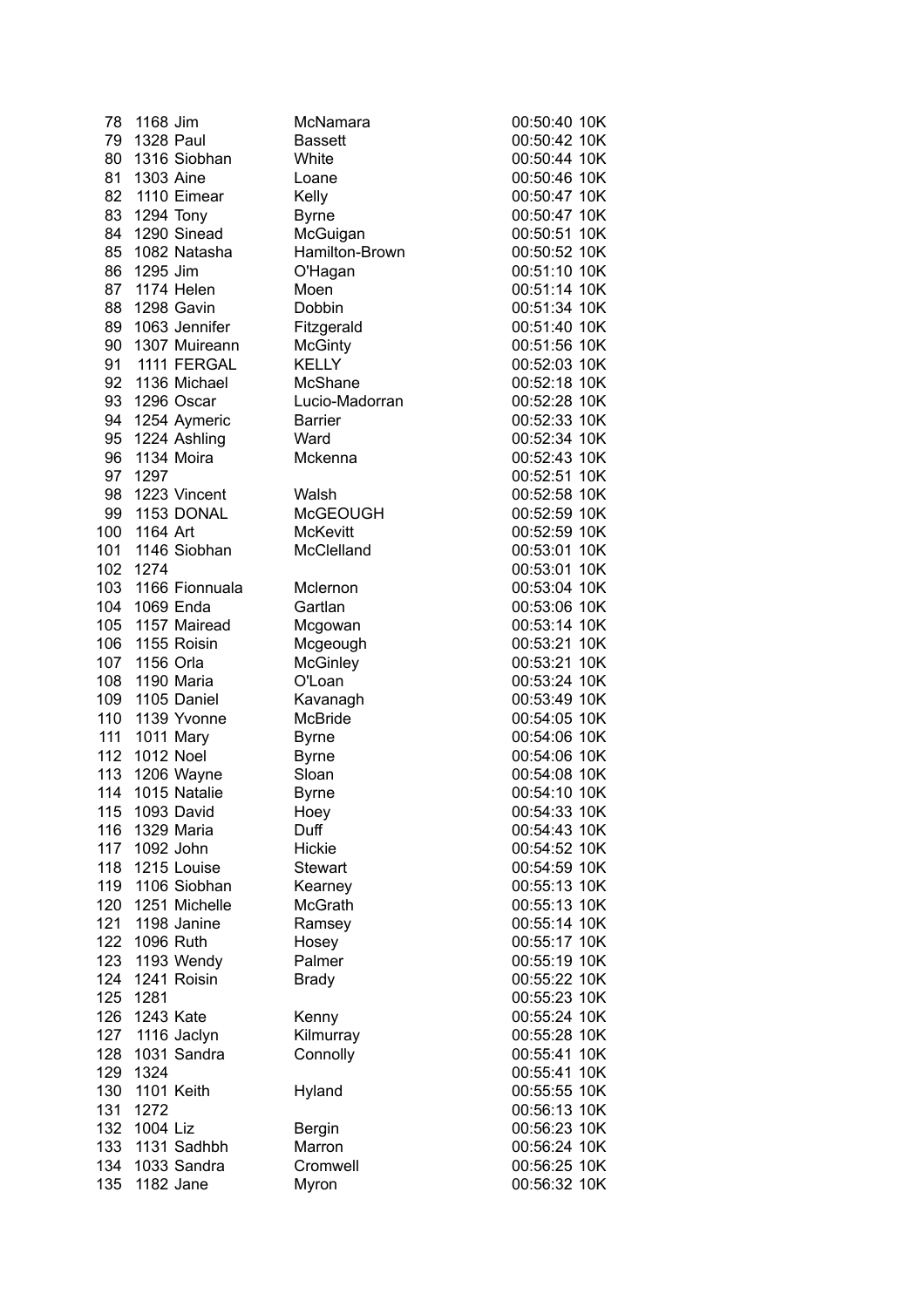| | | | | | |
|---|---|---|---|---|---|
| 78 | 1168 | Jim | McNamara | 00:50:40 | 10K |
| 79 | 1328 | Paul | Bassett | 00:50:42 | 10K |
| 80 | 1316 | Siobhan | White | 00:50:44 | 10K |
| 81 | 1303 | Aine | Loane | 00:50:46 | 10K |
| 82 | 1110 | Eimear | Kelly | 00:50:47 | 10K |
| 83 | 1294 | Tony | Byrne | 00:50:47 | 10K |
| 84 | 1290 | Sinead | McGuigan | 00:50:51 | 10K |
| 85 | 1082 | Natasha | Hamilton-Brown | 00:50:52 | 10K |
| 86 | 1295 | Jim | O'Hagan | 00:51:10 | 10K |
| 87 | 1174 | Helen | Moen | 00:51:14 | 10K |
| 88 | 1298 | Gavin | Dobbin | 00:51:34 | 10K |
| 89 | 1063 | Jennifer | Fitzgerald | 00:51:40 | 10K |
| 90 | 1307 | Muireann | McGinty | 00:51:56 | 10K |
| 91 | 1111 | FERGAL | KELLY | 00:52:03 | 10K |
| 92 | 1136 | Michael | McShane | 00:52:18 | 10K |
| 93 | 1296 | Oscar | Lucio-Madorran | 00:52:28 | 10K |
| 94 | 1254 | Aymeric | Barrier | 00:52:33 | 10K |
| 95 | 1224 | Ashling | Ward | 00:52:34 | 10K |
| 96 | 1134 | Moira | Mckenna | 00:52:43 | 10K |
| 97 | 1297 | | | 00:52:51 | 10K |
| 98 | 1223 | Vincent | Walsh | 00:52:58 | 10K |
| 99 | 1153 | DONAL | McGEOUGH | 00:52:59 | 10K |
| 100 | 1164 | Art | McKevitt | 00:52:59 | 10K |
| 101 | 1146 | Siobhan | McClelland | 00:53:01 | 10K |
| 102 | 1274 | | | 00:53:01 | 10K |
| 103 | 1166 | Fionnuala | Mclernon | 00:53:04 | 10K |
| 104 | 1069 | Enda | Gartlan | 00:53:06 | 10K |
| 105 | 1157 | Mairead | Mcgowan | 00:53:14 | 10K |
| 106 | 1155 | Roisin | Mcgeough | 00:53:21 | 10K |
| 107 | 1156 | Orla | McGinley | 00:53:21 | 10K |
| 108 | 1190 | Maria | O'Loan | 00:53:24 | 10K |
| 109 | 1105 | Daniel | Kavanagh | 00:53:49 | 10K |
| 110 | 1139 | Yvonne | McBride | 00:54:05 | 10K |
| 111 | 1011 | Mary | Byrne | 00:54:06 | 10K |
| 112 | 1012 | Noel | Byrne | 00:54:06 | 10K |
| 113 | 1206 | Wayne | Sloan | 00:54:08 | 10K |
| 114 | 1015 | Natalie | Byrne | 00:54:10 | 10K |
| 115 | 1093 | David | Hoey | 00:54:33 | 10K |
| 116 | 1329 | Maria | Duff | 00:54:43 | 10K |
| 117 | 1092 | John | Hickie | 00:54:52 | 10K |
| 118 | 1215 | Louise | Stewart | 00:54:59 | 10K |
| 119 | 1106 | Siobhan | Kearney | 00:55:13 | 10K |
| 120 | 1251 | Michelle | McGrath | 00:55:13 | 10K |
| 121 | 1198 | Janine | Ramsey | 00:55:14 | 10K |
| 122 | 1096 | Ruth | Hosey | 00:55:17 | 10K |
| 123 | 1193 | Wendy | Palmer | 00:55:19 | 10K |
| 124 | 1241 | Roisin | Brady | 00:55:22 | 10K |
| 125 | 1281 | | | 00:55:23 | 10K |
| 126 | 1243 | Kate | Kenny | 00:55:24 | 10K |
| 127 | 1116 | Jaclyn | Kilmurray | 00:55:28 | 10K |
| 128 | 1031 | Sandra | Connolly | 00:55:41 | 10K |
| 129 | 1324 | | | 00:55:41 | 10K |
| 130 | 1101 | Keith | Hyland | 00:55:55 | 10K |
| 131 | 1272 | | | 00:56:13 | 10K |
| 132 | 1004 | Liz | Bergin | 00:56:23 | 10K |
| 133 | 1131 | Sadhbh | Marron | 00:56:24 | 10K |
| 134 | 1033 | Sandra | Cromwell | 00:56:25 | 10K |
| 135 | 1182 | Jane | Myron | 00:56:32 | 10K |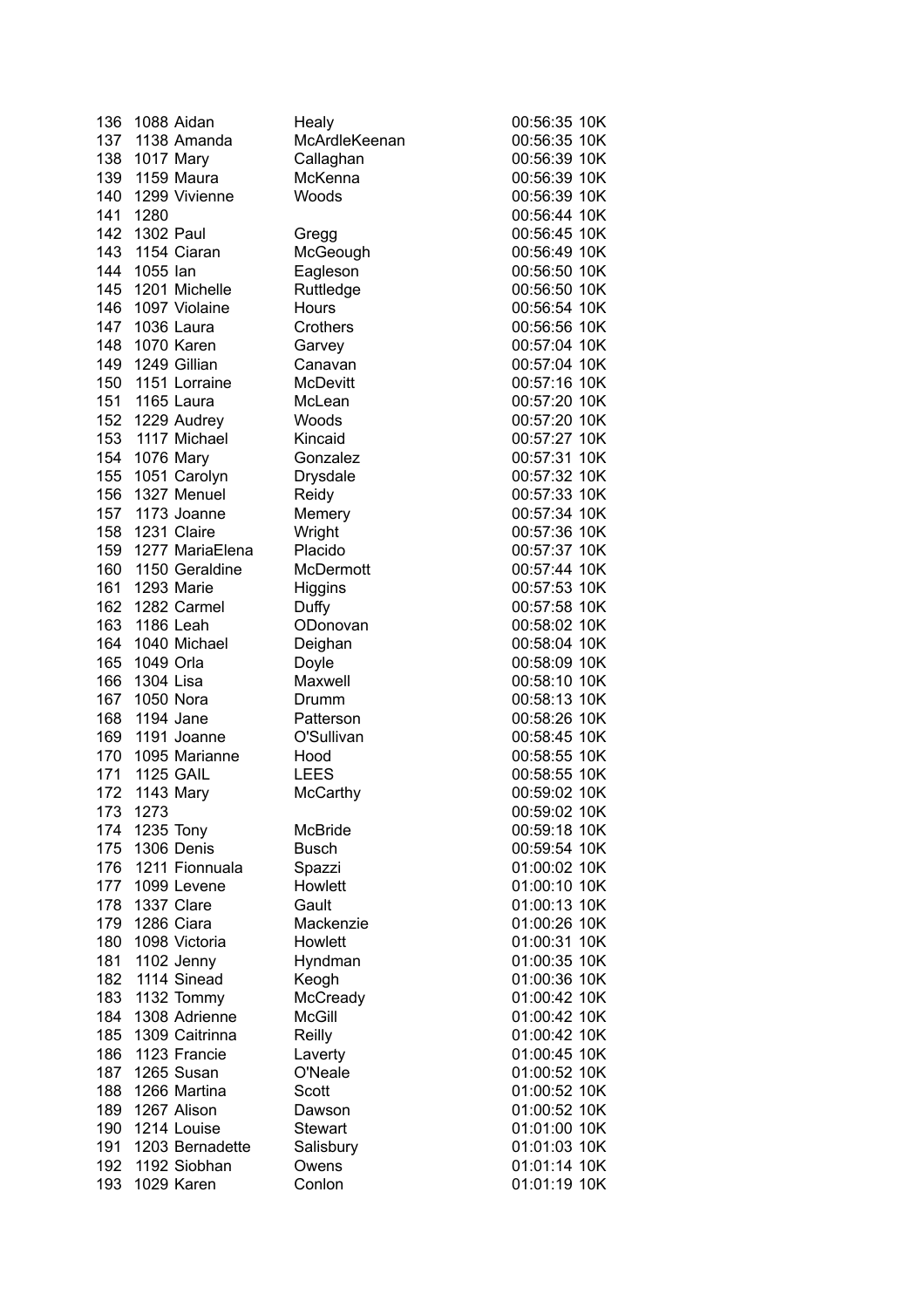| | | | | | |
|---|---|---|---|---|---|
| 136 | 1088 | Aidan | Healy | 00:56:35 | 10K |
| 137 | 1138 | Amanda | McArdleKeenan | 00:56:35 | 10K |
| 138 | 1017 | Mary | Callaghan | 00:56:39 | 10K |
| 139 | 1159 | Maura | McKenna | 00:56:39 | 10K |
| 140 | 1299 | Vivienne | Woods | 00:56:39 | 10K |
| 141 | 1280 | | | 00:56:44 | 10K |
| 142 | 1302 | Paul | Gregg | 00:56:45 | 10K |
| 143 | 1154 | Ciaran | McGeough | 00:56:49 | 10K |
| 144 | 1055 | Ian | Eagleson | 00:56:50 | 10K |
| 145 | 1201 | Michelle | Ruttledge | 00:56:50 | 10K |
| 146 | 1097 | Violaine | Hours | 00:56:54 | 10K |
| 147 | 1036 | Laura | Crothers | 00:56:56 | 10K |
| 148 | 1070 | Karen | Garvey | 00:57:04 | 10K |
| 149 | 1249 | Gillian | Canavan | 00:57:04 | 10K |
| 150 | 1151 | Lorraine | McDevitt | 00:57:16 | 10K |
| 151 | 1165 | Laura | McLean | 00:57:20 | 10K |
| 152 | 1229 | Audrey | Woods | 00:57:20 | 10K |
| 153 | 1117 | Michael | Kincaid | 00:57:27 | 10K |
| 154 | 1076 | Mary | Gonzalez | 00:57:31 | 10K |
| 155 | 1051 | Carolyn | Drysdale | 00:57:32 | 10K |
| 156 | 1327 | Menuel | Reidy | 00:57:33 | 10K |
| 157 | 1173 | Joanne | Memery | 00:57:34 | 10K |
| 158 | 1231 | Claire | Wright | 00:57:36 | 10K |
| 159 | 1277 | MariaElena | Placido | 00:57:37 | 10K |
| 160 | 1150 | Geraldine | McDermott | 00:57:44 | 10K |
| 161 | 1293 | Marie | Higgins | 00:57:53 | 10K |
| 162 | 1282 | Carmel | Duffy | 00:57:58 | 10K |
| 163 | 1186 | Leah | ODonovan | 00:58:02 | 10K |
| 164 | 1040 | Michael | Deighan | 00:58:04 | 10K |
| 165 | 1049 | Orla | Doyle | 00:58:09 | 10K |
| 166 | 1304 | Lisa | Maxwell | 00:58:10 | 10K |
| 167 | 1050 | Nora | Drumm | 00:58:13 | 10K |
| 168 | 1194 | Jane | Patterson | 00:58:26 | 10K |
| 169 | 1191 | Joanne | O'Sullivan | 00:58:45 | 10K |
| 170 | 1095 | Marianne | Hood | 00:58:55 | 10K |
| 171 | 1125 | GAIL | LEES | 00:58:55 | 10K |
| 172 | 1143 | Mary | McCarthy | 00:59:02 | 10K |
| 173 | 1273 | | | 00:59:02 | 10K |
| 174 | 1235 | Tony | McBride | 00:59:18 | 10K |
| 175 | 1306 | Denis | Busch | 00:59:54 | 10K |
| 176 | 1211 | Fionnuala | Spazzi | 01:00:02 | 10K |
| 177 | 1099 | Levene | Howlett | 01:00:10 | 10K |
| 178 | 1337 | Clare | Gault | 01:00:13 | 10K |
| 179 | 1286 | Ciara | Mackenzie | 01:00:26 | 10K |
| 180 | 1098 | Victoria | Howlett | 01:00:31 | 10K |
| 181 | 1102 | Jenny | Hyndman | 01:00:35 | 10K |
| 182 | 1114 | Sinead | Keogh | 01:00:36 | 10K |
| 183 | 1132 | Tommy | McCready | 01:00:42 | 10K |
| 184 | 1308 | Adrienne | McGill | 01:00:42 | 10K |
| 185 | 1309 | Caitrinna | Reilly | 01:00:42 | 10K |
| 186 | 1123 | Francie | Laverty | 01:00:45 | 10K |
| 187 | 1265 | Susan | O'Neale | 01:00:52 | 10K |
| 188 | 1266 | Martina | Scott | 01:00:52 | 10K |
| 189 | 1267 | Alison | Dawson | 01:00:52 | 10K |
| 190 | 1214 | Louise | Stewart | 01:01:00 | 10K |
| 191 | 1203 | Bernadette | Salisbury | 01:01:03 | 10K |
| 192 | 1192 | Siobhan | Owens | 01:01:14 | 10K |
| 193 | 1029 | Karen | Conlon | 01:01:19 | 10K |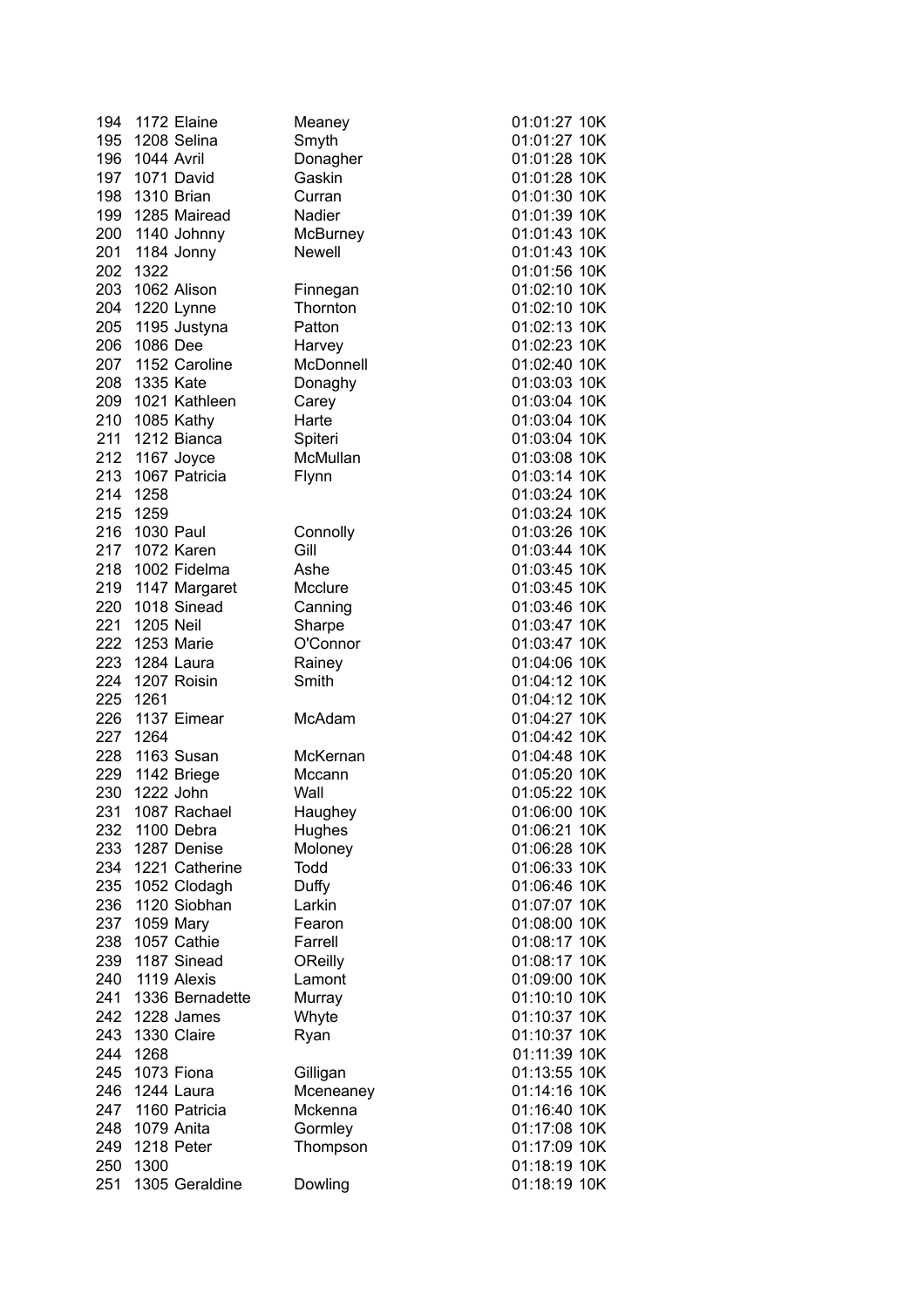| | | | | | |
|---|---|---|---|---|---|
| 194 | 1172 | Elaine | Meaney | 01:01:27 | 10K |
| 195 | 1208 | Selina | Smyth | 01:01:27 | 10K |
| 196 | 1044 | Avril | Donagher | 01:01:28 | 10K |
| 197 | 1071 | David | Gaskin | 01:01:28 | 10K |
| 198 | 1310 | Brian | Curran | 01:01:30 | 10K |
| 199 | 1285 | Mairead | Nadier | 01:01:39 | 10K |
| 200 | 1140 | Johnny | McBurney | 01:01:43 | 10K |
| 201 | 1184 | Jonny | Newell | 01:01:43 | 10K |
| 202 | 1322 | | | 01:01:56 | 10K |
| 203 | 1062 | Alison | Finnegan | 01:02:10 | 10K |
| 204 | 1220 | Lynne | Thornton | 01:02:10 | 10K |
| 205 | 1195 | Justyna | Patton | 01:02:13 | 10K |
| 206 | 1086 | Dee | Harvey | 01:02:23 | 10K |
| 207 | 1152 | Caroline | McDonnell | 01:02:40 | 10K |
| 208 | 1335 | Kate | Donaghy | 01:03:03 | 10K |
| 209 | 1021 | Kathleen | Carey | 01:03:04 | 10K |
| 210 | 1085 | Kathy | Harte | 01:03:04 | 10K |
| 211 | 1212 | Bianca | Spiteri | 01:03:04 | 10K |
| 212 | 1167 | Joyce | McMullan | 01:03:08 | 10K |
| 213 | 1067 | Patricia | Flynn | 01:03:14 | 10K |
| 214 | 1258 | | | 01:03:24 | 10K |
| 215 | 1259 | | | 01:03:24 | 10K |
| 216 | 1030 | Paul | Connolly | 01:03:26 | 10K |
| 217 | 1072 | Karen | Gill | 01:03:44 | 10K |
| 218 | 1002 | Fidelma | Ashe | 01:03:45 | 10K |
| 219 | 1147 | Margaret | Mcclure | 01:03:45 | 10K |
| 220 | 1018 | Sinead | Canning | 01:03:46 | 10K |
| 221 | 1205 | Neil | Sharpe | 01:03:47 | 10K |
| 222 | 1253 | Marie | O'Connor | 01:03:47 | 10K |
| 223 | 1284 | Laura | Rainey | 01:04:06 | 10K |
| 224 | 1207 | Roisin | Smith | 01:04:12 | 10K |
| 225 | 1261 | | | 01:04:12 | 10K |
| 226 | 1137 | Eimear | McAdam | 01:04:27 | 10K |
| 227 | 1264 | | | 01:04:42 | 10K |
| 228 | 1163 | Susan | McKernan | 01:04:48 | 10K |
| 229 | 1142 | Briege | Mccann | 01:05:20 | 10K |
| 230 | 1222 | John | Wall | 01:05:22 | 10K |
| 231 | 1087 | Rachael | Haughey | 01:06:00 | 10K |
| 232 | 1100 | Debra | Hughes | 01:06:21 | 10K |
| 233 | 1287 | Denise | Moloney | 01:06:28 | 10K |
| 234 | 1221 | Catherine | Todd | 01:06:33 | 10K |
| 235 | 1052 | Clodagh | Duffy | 01:06:46 | 10K |
| 236 | 1120 | Siobhan | Larkin | 01:07:07 | 10K |
| 237 | 1059 | Mary | Fearon | 01:08:00 | 10K |
| 238 | 1057 | Cathie | Farrell | 01:08:17 | 10K |
| 239 | 1187 | Sinead | OReilly | 01:08:17 | 10K |
| 240 | 1119 | Alexis | Lamont | 01:09:00 | 10K |
| 241 | 1336 | Bernadette | Murray | 01:10:10 | 10K |
| 242 | 1228 | James | Whyte | 01:10:37 | 10K |
| 243 | 1330 | Claire | Ryan | 01:10:37 | 10K |
| 244 | 1268 | | | 01:11:39 | 10K |
| 245 | 1073 | Fiona | Gilligan | 01:13:55 | 10K |
| 246 | 1244 | Laura | Mceneaney | 01:14:16 | 10K |
| 247 | 1160 | Patricia | Mckenna | 01:16:40 | 10K |
| 248 | 1079 | Anita | Gormley | 01:17:08 | 10K |
| 249 | 1218 | Peter | Thompson | 01:17:09 | 10K |
| 250 | 1300 | | | 01:18:19 | 10K |
| 251 | 1305 | Geraldine | Dowling | 01:18:19 | 10K |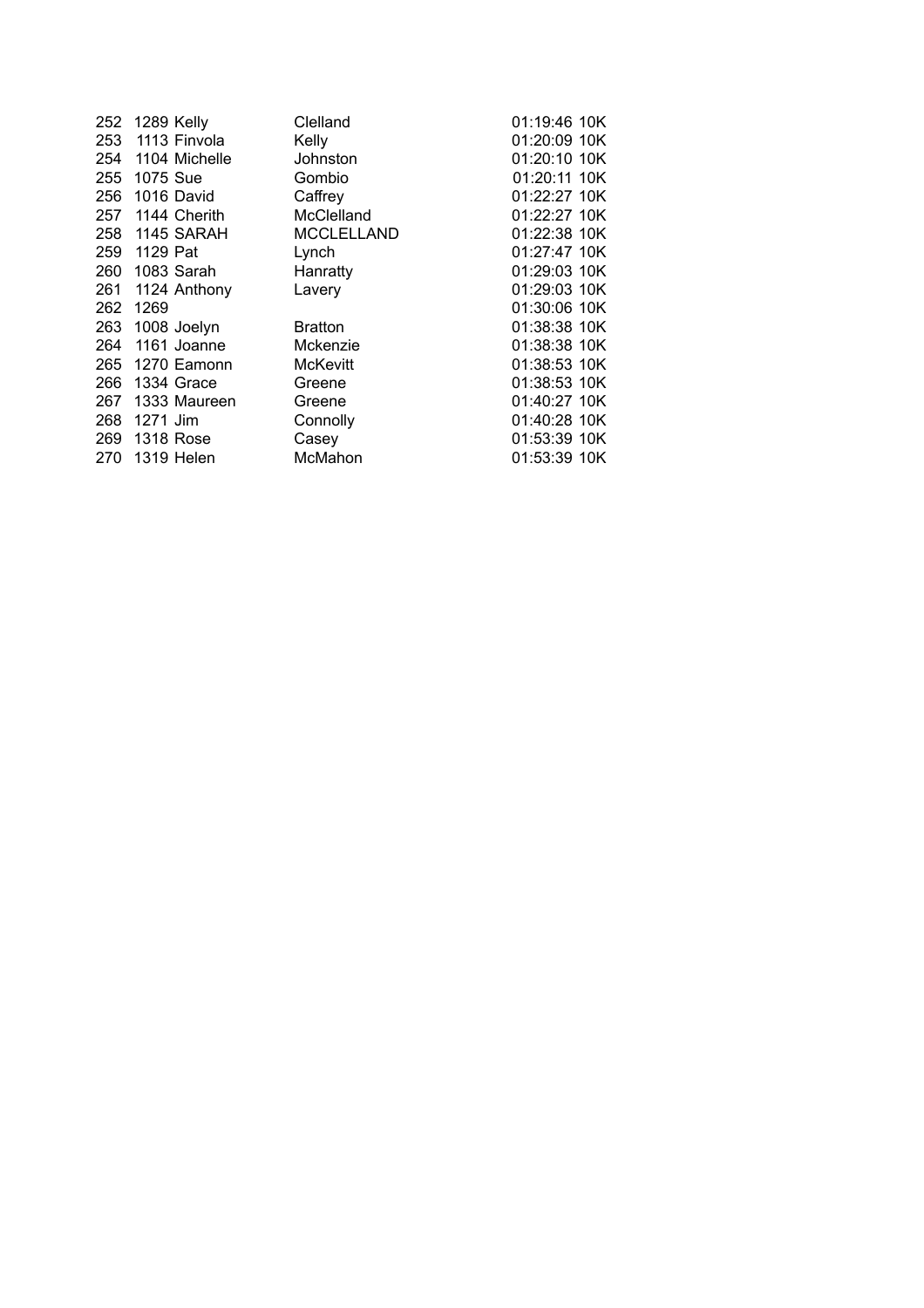| | | | | | |
|---|---|---|---|---|---|
| 252 | 1289 | Kelly | Clelland | 01:19:46 | 10K |
| 253 | 1113 | Finvola | Kelly | 01:20:09 | 10K |
| 254 | 1104 | Michelle | Johnston | 01:20:10 | 10K |
| 255 | 1075 | Sue | Gombio | 01:20:11 | 10K |
| 256 | 1016 | David | Caffrey | 01:22:27 | 10K |
| 257 | 1144 | Cherith | McClelland | 01:22:27 | 10K |
| 258 | 1145 | SARAH | MCCLELLAND | 01:22:38 | 10K |
| 259 | 1129 | Pat | Lynch | 01:27:47 | 10K |
| 260 | 1083 | Sarah | Hanratty | 01:29:03 | 10K |
| 261 | 1124 | Anthony | Lavery | 01:29:03 | 10K |
| 262 | 1269 | | | 01:30:06 | 10K |
| 263 | 1008 | Joelyn | Bratton | 01:38:38 | 10K |
| 264 | 1161 | Joanne | Mckenzie | 01:38:38 | 10K |
| 265 | 1270 | Eamonn | McKevitt | 01:38:53 | 10K |
| 266 | 1334 | Grace | Greene | 01:38:53 | 10K |
| 267 | 1333 | Maureen | Greene | 01:40:27 | 10K |
| 268 | 1271 | Jim | Connolly | 01:40:28 | 10K |
| 269 | 1318 | Rose | Casey | 01:53:39 | 10K |
| 270 | 1319 | Helen | McMahon | 01:53:39 | 10K |